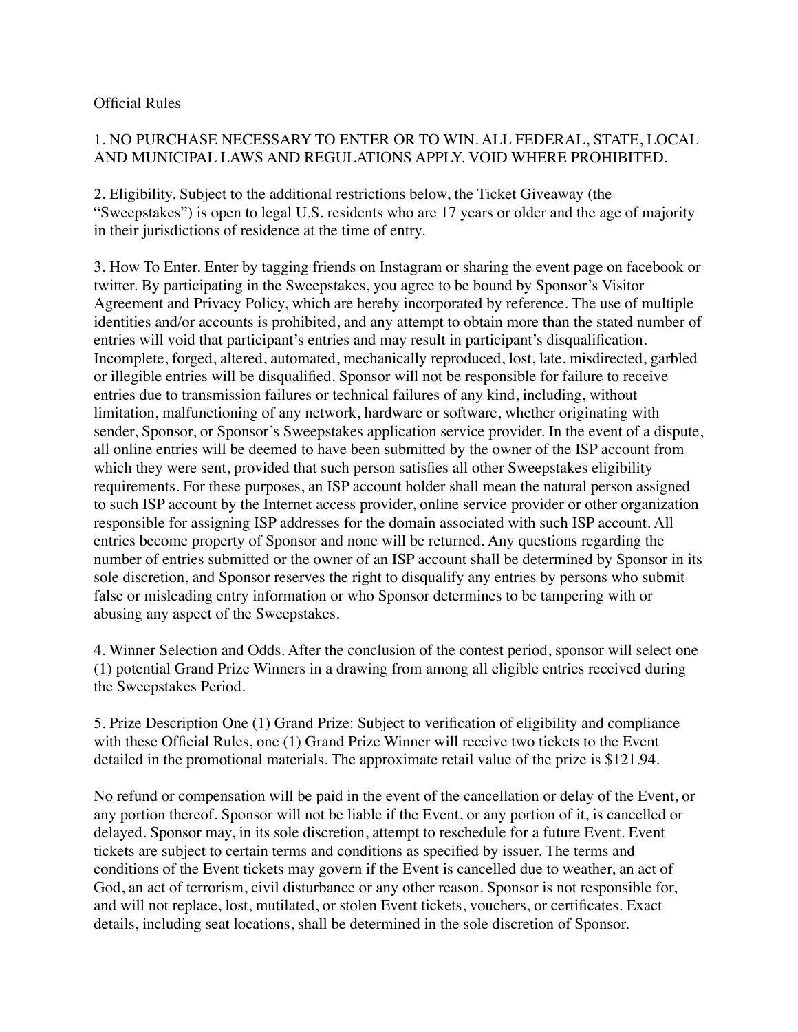Official Rules

1. NO PURCHASE NECESSARY TO ENTER OR TO WIN. ALL FEDERAL, STATE, LOCAL AND MUNICIPAL LAWS AND REGULATIONS APPLY. VOID WHERE PROHIBITED.

2. Eligibility. Subject to the additional restrictions below, the Ticket Giveaway (the "Sweepstakes") is open to legal U.S. residents who are 17 years or older and the age of majority in their jurisdictions of residence at the time of entry.

3. How To Enter. Enter by tagging friends on Instagram or sharing the event page on facebook or twitter. By participating in the Sweepstakes, you agree to be bound by Sponsor's Visitor Agreement and Privacy Policy, which are hereby incorporated by reference. The use of multiple identities and/or accounts is prohibited, and any attempt to obtain more than the stated number of entries will void that participant's entries and may result in participant's disqualification. Incomplete, forged, altered, automated, mechanically reproduced, lost, late, misdirected, garbled or illegible entries will be disqualified. Sponsor will not be responsible for failure to receive entries due to transmission failures or technical failures of any kind, including, without limitation, malfunctioning of any network, hardware or software, whether originating with sender, Sponsor, or Sponsor's Sweepstakes application service provider. In the event of a dispute, all online entries will be deemed to have been submitted by the owner of the ISP account from which they were sent, provided that such person satisfies all other Sweepstakes eligibility requirements. For these purposes, an ISP account holder shall mean the natural person assigned to such ISP account by the Internet access provider, online service provider or other organization responsible for assigning ISP addresses for the domain associated with such ISP account. All entries become property of Sponsor and none will be returned. Any questions regarding the number of entries submitted or the owner of an ISP account shall be determined by Sponsor in its sole discretion, and Sponsor reserves the right to disqualify any entries by persons who submit false or misleading entry information or who Sponsor determines to be tampering with or abusing any aspect of the Sweepstakes.

4. Winner Selection and Odds. After the conclusion of the contest period, sponsor will select one (1) potential Grand Prize Winners in a drawing from among all eligible entries received during the Sweepstakes Period.

5. Prize Description One (1) Grand Prize: Subject to verification of eligibility and compliance with these Official Rules, one (1) Grand Prize Winner will receive two tickets to the Event detailed in the promotional materials. The approximate retail value of the prize is $121.94.

No refund or compensation will be paid in the event of the cancellation or delay of the Event, or any portion thereof. Sponsor will not be liable if the Event, or any portion of it, is cancelled or delayed. Sponsor may, in its sole discretion, attempt to reschedule for a future Event. Event tickets are subject to certain terms and conditions as specified by issuer. The terms and conditions of the Event tickets may govern if the Event is cancelled due to weather, an act of God, an act of terrorism, civil disturbance or any other reason. Sponsor is not responsible for, and will not replace, lost, mutilated, or stolen Event tickets, vouchers, or certificates. Exact details, including seat locations, shall be determined in the sole discretion of Sponsor.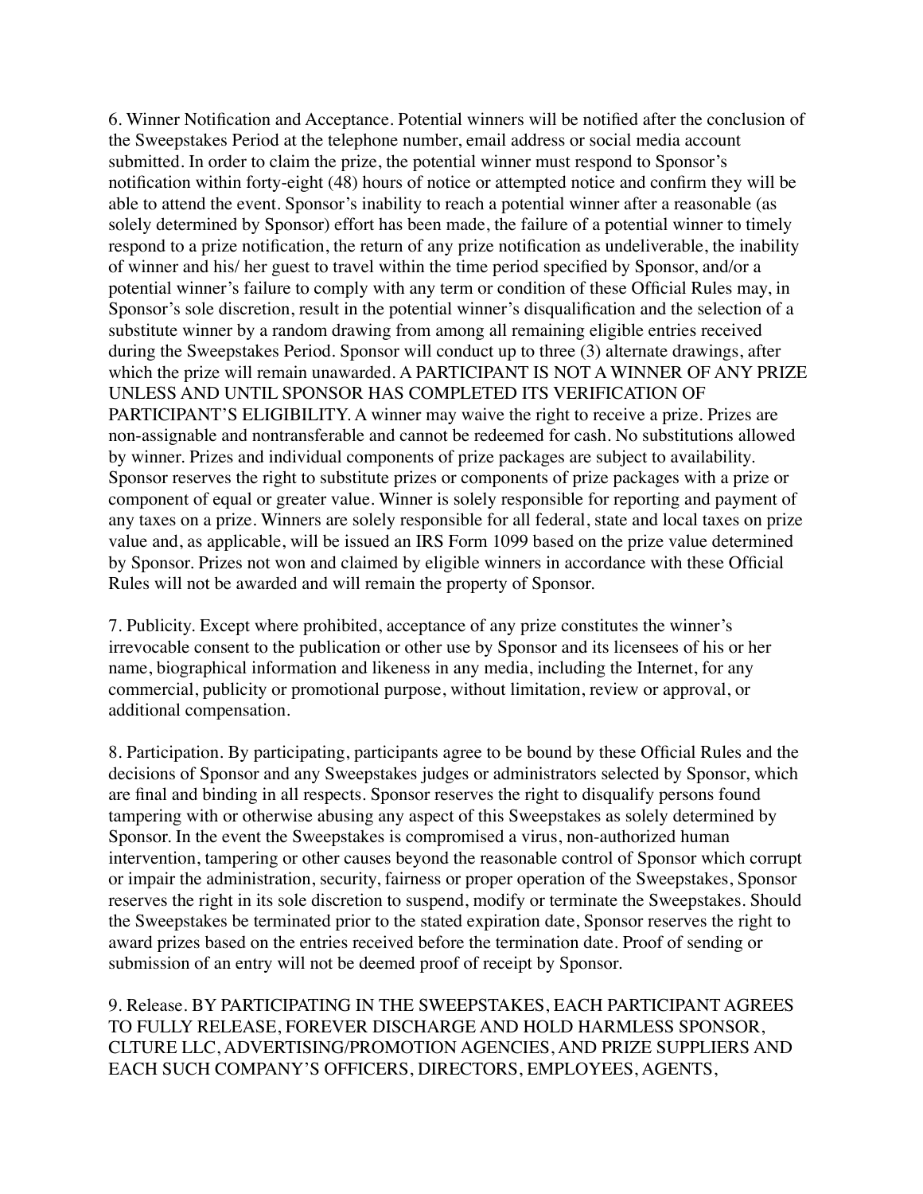6. Winner Notification and Acceptance. Potential winners will be notified after the conclusion of the Sweepstakes Period at the telephone number, email address or social media account submitted. In order to claim the prize, the potential winner must respond to Sponsor's notification within forty-eight (48) hours of notice or attempted notice and confirm they will be able to attend the event. Sponsor's inability to reach a potential winner after a reasonable (as solely determined by Sponsor) effort has been made, the failure of a potential winner to timely respond to a prize notification, the return of any prize notification as undeliverable, the inability of winner and his/ her guest to travel within the time period specified by Sponsor, and/or a potential winner's failure to comply with any term or condition of these Official Rules may, in Sponsor's sole discretion, result in the potential winner's disqualification and the selection of a substitute winner by a random drawing from among all remaining eligible entries received during the Sweepstakes Period. Sponsor will conduct up to three (3) alternate drawings, after which the prize will remain unawarded. A PARTICIPANT IS NOT A WINNER OF ANY PRIZE UNLESS AND UNTIL SPONSOR HAS COMPLETED ITS VERIFICATION OF PARTICIPANT'S ELIGIBILITY. A winner may waive the right to receive a prize. Prizes are non-assignable and nontransferable and cannot be redeemed for cash. No substitutions allowed by winner. Prizes and individual components of prize packages are subject to availability. Sponsor reserves the right to substitute prizes or components of prize packages with a prize or component of equal or greater value. Winner is solely responsible for reporting and payment of any taxes on a prize. Winners are solely responsible for all federal, state and local taxes on prize value and, as applicable, will be issued an IRS Form 1099 based on the prize value determined by Sponsor. Prizes not won and claimed by eligible winners in accordance with these Official Rules will not be awarded and will remain the property of Sponsor.

7. Publicity. Except where prohibited, acceptance of any prize constitutes the winner's irrevocable consent to the publication or other use by Sponsor and its licensees of his or her name, biographical information and likeness in any media, including the Internet, for any commercial, publicity or promotional purpose, without limitation, review or approval, or additional compensation.

8. Participation. By participating, participants agree to be bound by these Official Rules and the decisions of Sponsor and any Sweepstakes judges or administrators selected by Sponsor, which are final and binding in all respects. Sponsor reserves the right to disqualify persons found tampering with or otherwise abusing any aspect of this Sweepstakes as solely determined by Sponsor. In the event the Sweepstakes is compromised a virus, non-authorized human intervention, tampering or other causes beyond the reasonable control of Sponsor which corrupt or impair the administration, security, fairness or proper operation of the Sweepstakes, Sponsor reserves the right in its sole discretion to suspend, modify or terminate the Sweepstakes. Should the Sweepstakes be terminated prior to the stated expiration date, Sponsor reserves the right to award prizes based on the entries received before the termination date. Proof of sending or submission of an entry will not be deemed proof of receipt by Sponsor.

9. Release. BY PARTICIPATING IN THE SWEEPSTAKES, EACH PARTICIPANT AGREES TO FULLY RELEASE, FOREVER DISCHARGE AND HOLD HARMLESS SPONSOR, CLTURE LLC, ADVERTISING/PROMOTION AGENCIES, AND PRIZE SUPPLIERS AND EACH SUCH COMPANY'S OFFICERS, DIRECTORS, EMPLOYEES, AGENTS,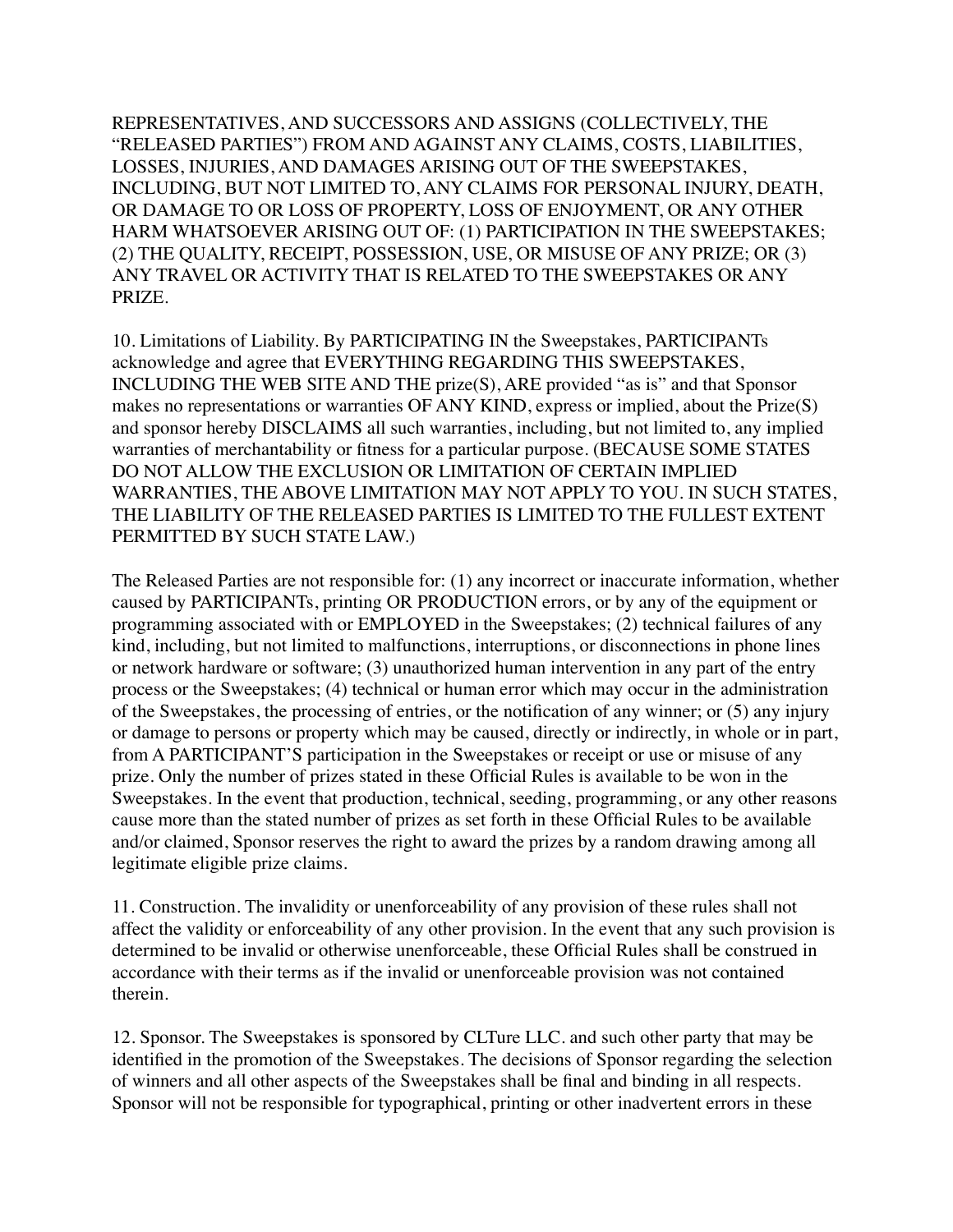REPRESENTATIVES, AND SUCCESSORS AND ASSIGNS (COLLECTIVELY, THE "RELEASED PARTIES") FROM AND AGAINST ANY CLAIMS, COSTS, LIABILITIES, LOSSES, INJURIES, AND DAMAGES ARISING OUT OF THE SWEEPSTAKES, INCLUDING, BUT NOT LIMITED TO, ANY CLAIMS FOR PERSONAL INJURY, DEATH, OR DAMAGE TO OR LOSS OF PROPERTY, LOSS OF ENJOYMENT, OR ANY OTHER HARM WHATSOEVER ARISING OUT OF: (1) PARTICIPATION IN THE SWEEPSTAKES; (2) THE QUALITY, RECEIPT, POSSESSION, USE, OR MISUSE OF ANY PRIZE; OR (3) ANY TRAVEL OR ACTIVITY THAT IS RELATED TO THE SWEEPSTAKES OR ANY PRIZE.

10. Limitations of Liability. By PARTICIPATING IN the Sweepstakes, PARTICIPANTs acknowledge and agree that EVERYTHING REGARDING THIS SWEEPSTAKES, INCLUDING THE WEB SITE AND THE prize(S), ARE provided "as is" and that Sponsor makes no representations or warranties OF ANY KIND, express or implied, about the Prize(S) and sponsor hereby DISCLAIMS all such warranties, including, but not limited to, any implied warranties of merchantability or fitness for a particular purpose. (BECAUSE SOME STATES DO NOT ALLOW THE EXCLUSION OR LIMITATION OF CERTAIN IMPLIED WARRANTIES, THE ABOVE LIMITATION MAY NOT APPLY TO YOU. IN SUCH STATES, THE LIABILITY OF THE RELEASED PARTIES IS LIMITED TO THE FULLEST EXTENT PERMITTED BY SUCH STATE LAW.)

The Released Parties are not responsible for: (1) any incorrect or inaccurate information, whether caused by PARTICIPANTs, printing OR PRODUCTION errors, or by any of the equipment or programming associated with or EMPLOYED in the Sweepstakes; (2) technical failures of any kind, including, but not limited to malfunctions, interruptions, or disconnections in phone lines or network hardware or software; (3) unauthorized human intervention in any part of the entry process or the Sweepstakes; (4) technical or human error which may occur in the administration of the Sweepstakes, the processing of entries, or the notification of any winner; or (5) any injury or damage to persons or property which may be caused, directly or indirectly, in whole or in part, from A PARTICIPANT'S participation in the Sweepstakes or receipt or use or misuse of any prize. Only the number of prizes stated in these Official Rules is available to be won in the Sweepstakes. In the event that production, technical, seeding, programming, or any other reasons cause more than the stated number of prizes as set forth in these Official Rules to be available and/or claimed, Sponsor reserves the right to award the prizes by a random drawing among all legitimate eligible prize claims.

11. Construction. The invalidity or unenforceability of any provision of these rules shall not affect the validity or enforceability of any other provision. In the event that any such provision is determined to be invalid or otherwise unenforceable, these Official Rules shall be construed in accordance with their terms as if the invalid or unenforceable provision was not contained therein.

12. Sponsor. The Sweepstakes is sponsored by CLTure LLC. and such other party that may be identified in the promotion of the Sweepstakes. The decisions of Sponsor regarding the selection of winners and all other aspects of the Sweepstakes shall be final and binding in all respects. Sponsor will not be responsible for typographical, printing or other inadvertent errors in these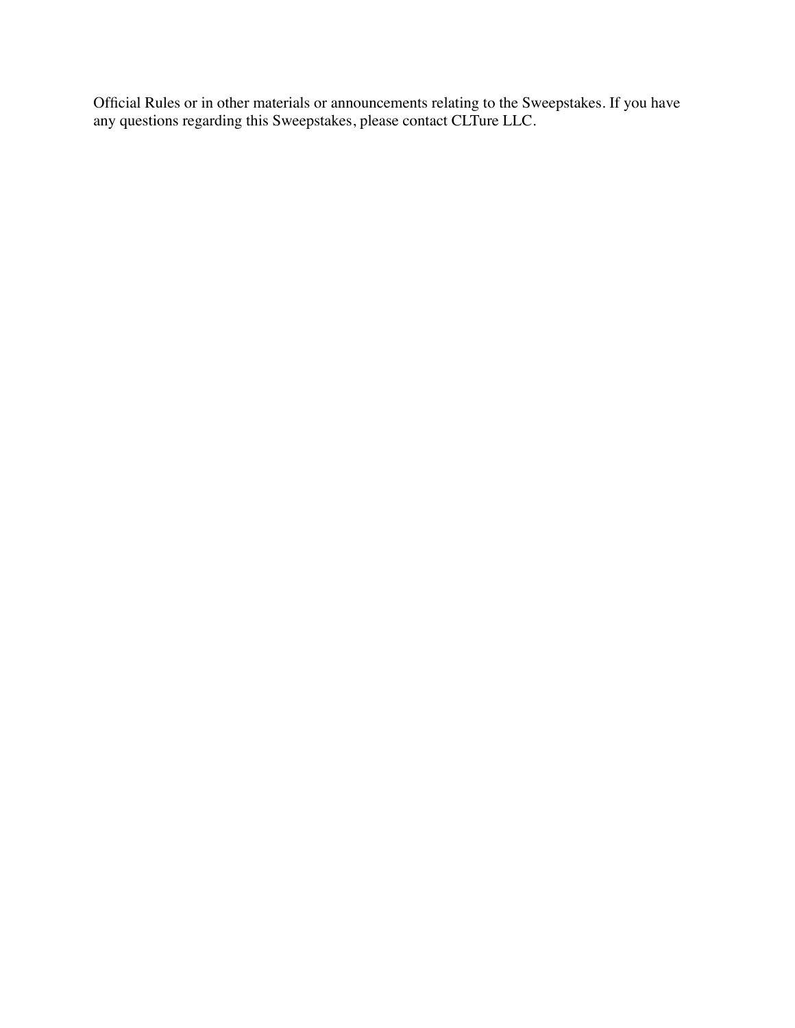Official Rules or in other materials or announcements relating to the Sweepstakes. If you have any questions regarding this Sweepstakes, please contact CLTure LLC.